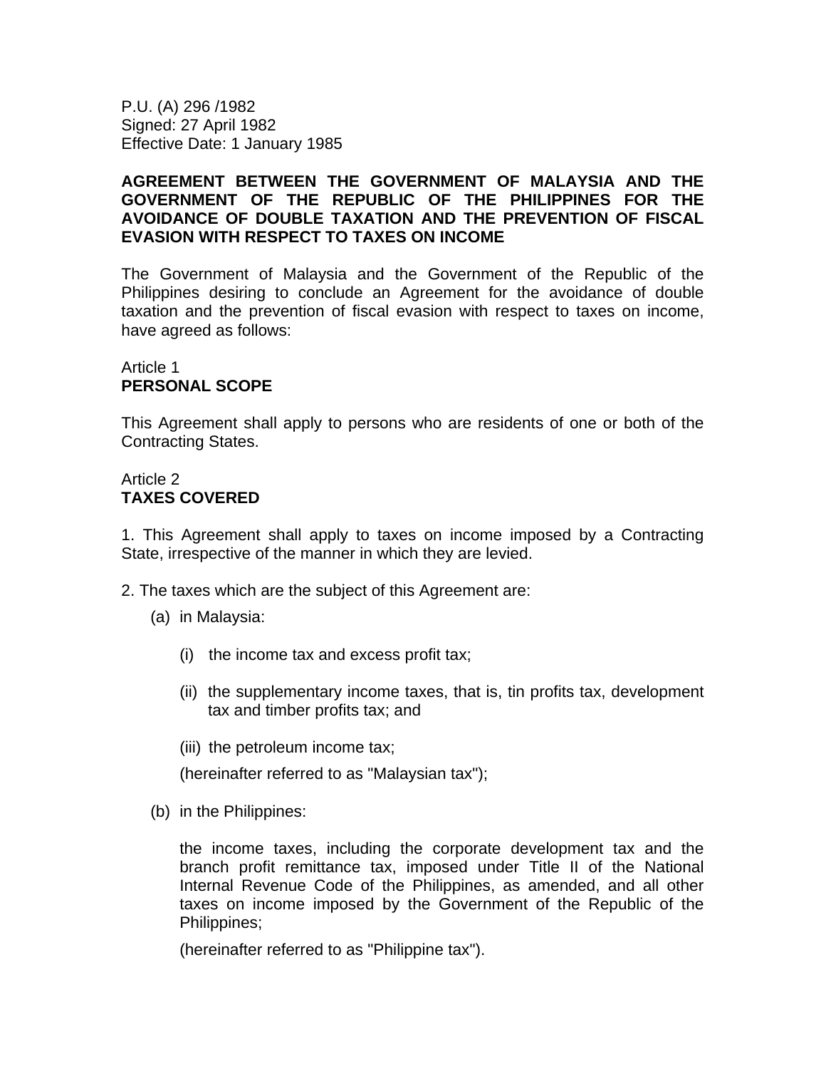P.U. (A) 296 /1982
Signed: 27 April 1982
Effective Date: 1 January 1985

**AGREEMENT BETWEEN THE GOVERNMENT OF MALAYSIA AND THE GOVERNMENT OF THE REPUBLIC OF THE PHILIPPINES FOR THE AVOIDANCE OF DOUBLE TAXATION AND THE PREVENTION OF FISCAL EVASION WITH RESPECT TO TAXES ON INCOME**

The Government of Malaysia and the Government of the Republic of the Philippines desiring to conclude an Agreement for the avoidance of double taxation and the prevention of fiscal evasion with respect to taxes on income, have agreed as follows:

Article 1
**PERSONAL SCOPE**

This Agreement shall apply to persons who are residents of one or both of the Contracting States.

Article 2
**TAXES COVERED**

1. This Agreement shall apply to taxes on income imposed by a Contracting State, irrespective of the manner in which they are levied.

2. The taxes which are the subject of this Agreement are:

(a) in Malaysia:

(i) the income tax and excess profit tax;

(ii) the supplementary income taxes, that is, tin profits tax, development tax and timber profits tax; and

(iii) the petroleum income tax;

(hereinafter referred to as "Malaysian tax");

(b) in the Philippines:

the income taxes, including the corporate development tax and the branch profit remittance tax, imposed under Title II of the National Internal Revenue Code of the Philippines, as amended, and all other taxes on income imposed by the Government of the Republic of the Philippines;

(hereinafter referred to as "Philippine tax").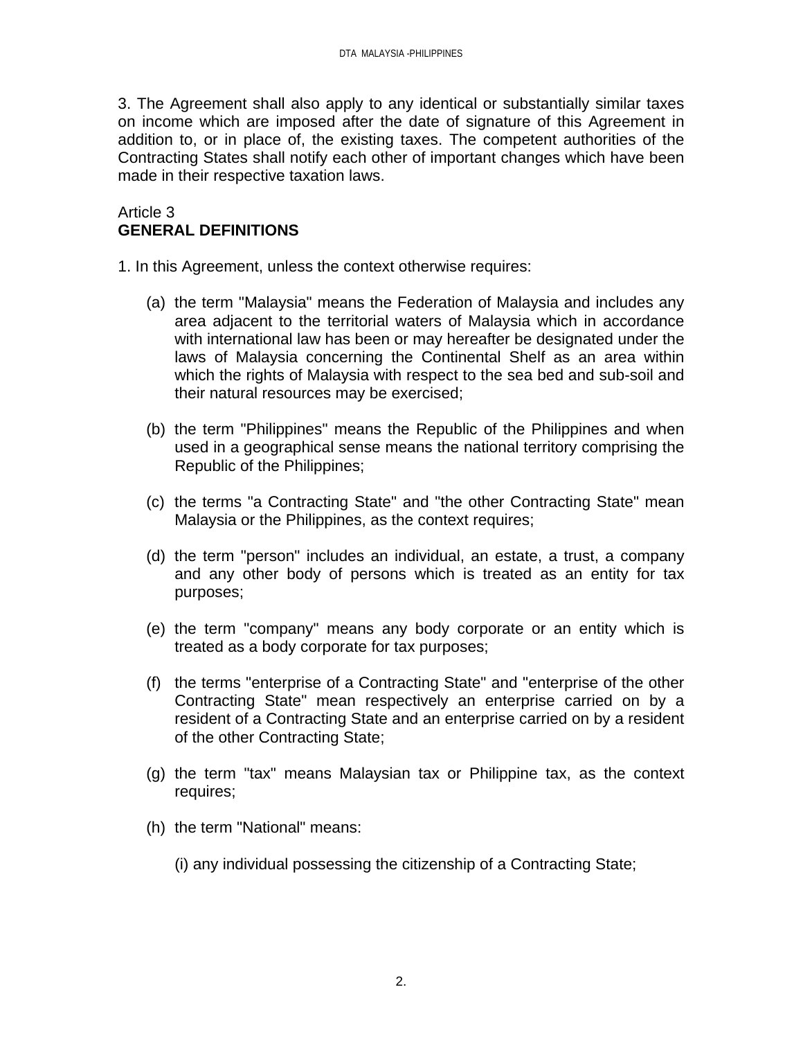3. The Agreement shall also apply to any identical or substantially similar taxes on income which are imposed after the date of signature of this Agreement in addition to, or in place of, the existing taxes. The competent authorities of the Contracting States shall notify each other of important changes which have been made in their respective taxation laws.

Article 3
**GENERAL DEFINITIONS**

1. In this Agreement, unless the context otherwise requires:

(a) the term "Malaysia" means the Federation of Malaysia and includes any area adjacent to the territorial waters of Malaysia which in accordance with international law has been or may hereafter be designated under the laws of Malaysia concerning the Continental Shelf as an area within which the rights of Malaysia with respect to the sea bed and sub-soil and their natural resources may be exercised;

(b) the term "Philippines" means the Republic of the Philippines and when used in a geographical sense means the national territory comprising the Republic of the Philippines;

(c) the terms "a Contracting State" and "the other Contracting State" mean Malaysia or the Philippines, as the context requires;

(d) the term "person" includes an individual, an estate, a trust, a company and any other body of persons which is treated as an entity for tax purposes;

(e) the term "company" means any body corporate or an entity which is treated as a body corporate for tax purposes;

(f) the terms "enterprise of a Contracting State" and "enterprise of the other Contracting State" mean respectively an enterprise carried on by a resident of a Contracting State and an enterprise carried on by a resident of the other Contracting State;

(g) the term "tax" means Malaysian tax or Philippine tax, as the context requires;

(h) the term "National" means:

(i) any individual possessing the citizenship of a Contracting State;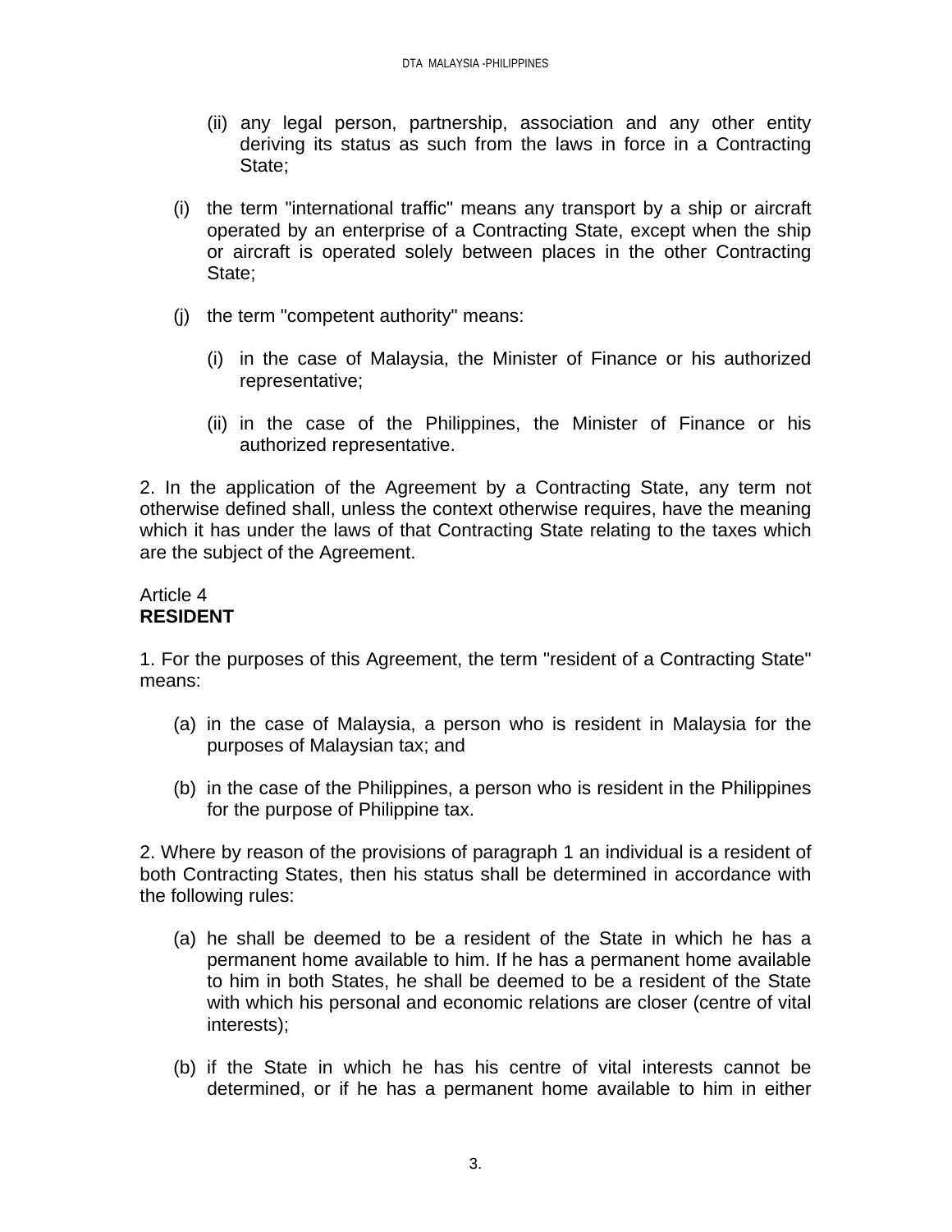(ii) any legal person, partnership, association and any other entity deriving its status as such from the laws in force in a Contracting State;

(i) the term "international traffic" means any transport by a ship or aircraft operated by an enterprise of a Contracting State, except when the ship or aircraft is operated solely between places in the other Contracting State;

(j) the term "competent authority" means:

(i) in the case of Malaysia, the Minister of Finance or his authorized representative;

(ii) in the case of the Philippines, the Minister of Finance or his authorized representative.

2. In the application of the Agreement by a Contracting State, any term not otherwise defined shall, unless the context otherwise requires, have the meaning which it has under the laws of that Contracting State relating to the taxes which are the subject of the Agreement.

Article 4
**RESIDENT**

1. For the purposes of this Agreement, the term "resident of a Contracting State" means:

(a) in the case of Malaysia, a person who is resident in Malaysia for the purposes of Malaysian tax; and

(b) in the case of the Philippines, a person who is resident in the Philippines for the purpose of Philippine tax.

2. Where by reason of the provisions of paragraph 1 an individual is a resident of both Contracting States, then his status shall be determined in accordance with the following rules:

(a) he shall be deemed to be a resident of the State in which he has a permanent home available to him. If he has a permanent home available to him in both States, he shall be deemed to be a resident of the State with which his personal and economic relations are closer (centre of vital interests);

(b) if the State in which he has his centre of vital interests cannot be determined, or if he has a permanent home available to him in either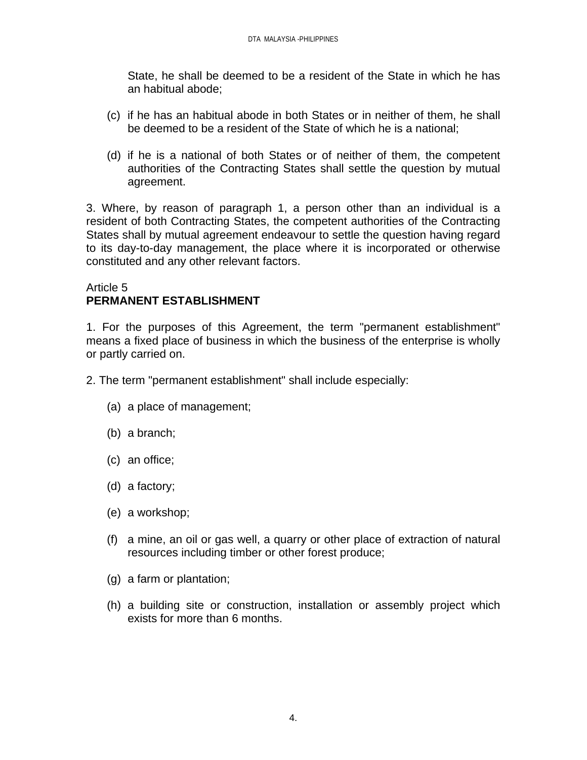State, he shall be deemed to be a resident of the State in which he has an habitual abode;

(c) if he has an habitual abode in both States or in neither of them, he shall be deemed to be a resident of the State of which he is a national;

(d) if he is a national of both States or of neither of them, the competent authorities of the Contracting States shall settle the question by mutual agreement.

3. Where, by reason of paragraph 1, a person other than an individual is a resident of both Contracting States, the competent authorities of the Contracting States shall by mutual agreement endeavour to settle the question having regard to its day-to-day management, the place where it is incorporated or otherwise constituted and any other relevant factors.

Article 5
**PERMANENT ESTABLISHMENT**

1. For the purposes of this Agreement, the term "permanent establishment" means a fixed place of business in which the business of the enterprise is wholly or partly carried on.

2. The term "permanent establishment" shall include especially:

(a) a place of management;

(b) a branch;

(c) an office;

(d) a factory;

(e) a workshop;

(f) a mine, an oil or gas well, a quarry or other place of extraction of natural resources including timber or other forest produce;

(g) a farm or plantation;

(h) a building site or construction, installation or assembly project which exists for more than 6 months.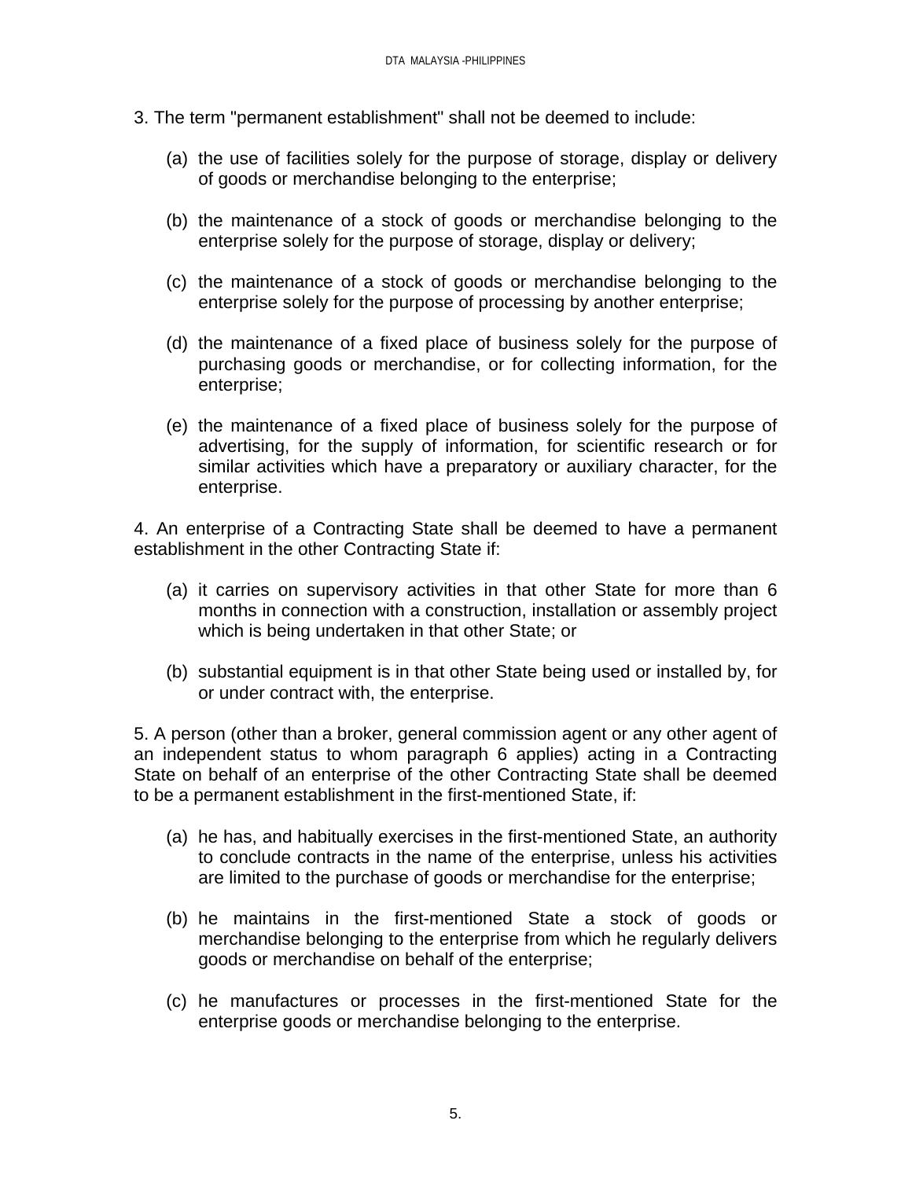3. The term "permanent establishment" shall not be deemed to include:

(a) the use of facilities solely for the purpose of storage, display or delivery of goods or merchandise belonging to the enterprise;

(b) the maintenance of a stock of goods or merchandise belonging to the enterprise solely for the purpose of storage, display or delivery;

(c) the maintenance of a stock of goods or merchandise belonging to the enterprise solely for the purpose of processing by another enterprise;

(d) the maintenance of a fixed place of business solely for the purpose of purchasing goods or merchandise, or for collecting information, for the enterprise;

(e) the maintenance of a fixed place of business solely for the purpose of advertising, for the supply of information, for scientific research or for similar activities which have a preparatory or auxiliary character, for the enterprise.

4. An enterprise of a Contracting State shall be deemed to have a permanent establishment in the other Contracting State if:

(a) it carries on supervisory activities in that other State for more than 6 months in connection with a construction, installation or assembly project which is being undertaken in that other State; or

(b) substantial equipment is in that other State being used or installed by, for or under contract with, the enterprise.

5. A person (other than a broker, general commission agent or any other agent of an independent status to whom paragraph 6 applies) acting in a Contracting State on behalf of an enterprise of the other Contracting State shall be deemed to be a permanent establishment in the first-mentioned State, if:

(a) he has, and habitually exercises in the first-mentioned State, an authority to conclude contracts in the name of the enterprise, unless his activities are limited to the purchase of goods or merchandise for the enterprise;

(b) he maintains in the first-mentioned State a stock of goods or merchandise belonging to the enterprise from which he regularly delivers goods or merchandise on behalf of the enterprise;

(c) he manufactures or processes in the first-mentioned State for the enterprise goods or merchandise belonging to the enterprise.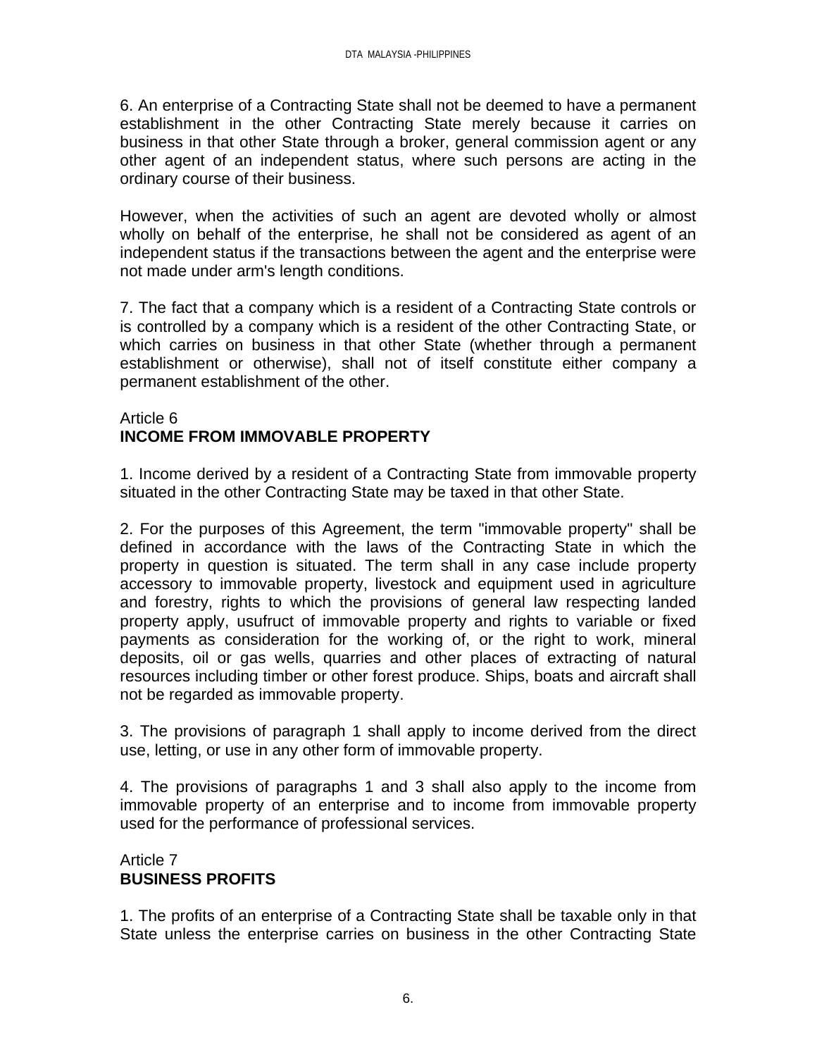6. An enterprise of a Contracting State shall not be deemed to have a permanent establishment in the other Contracting State merely because it carries on business in that other State through a broker, general commission agent or any other agent of an independent status, where such persons are acting in the ordinary course of their business.

However, when the activities of such an agent are devoted wholly or almost wholly on behalf of the enterprise, he shall not be considered as agent of an independent status if the transactions between the agent and the enterprise were not made under arm's length conditions.

7. The fact that a company which is a resident of a Contracting State controls or is controlled by a company which is a resident of the other Contracting State, or which carries on business in that other State (whether through a permanent establishment or otherwise), shall not of itself constitute either company a permanent establishment of the other.

## Article 6
## **INCOME FROM IMMOVABLE PROPERTY**

1. Income derived by a resident of a Contracting State from immovable property situated in the other Contracting State may be taxed in that other State.

2. For the purposes of this Agreement, the term "immovable property" shall be defined in accordance with the laws of the Contracting State in which the property in question is situated. The term shall in any case include property accessory to immovable property, livestock and equipment used in agriculture and forestry, rights to which the provisions of general law respecting landed property apply, usufruct of immovable property and rights to variable or fixed payments as consideration for the working of, or the right to work, mineral deposits, oil or gas wells, quarries and other places of extracting of natural resources including timber or other forest produce. Ships, boats and aircraft shall not be regarded as immovable property.

3. The provisions of paragraph 1 shall apply to income derived from the direct use, letting, or use in any other form of immovable property.

4. The provisions of paragraphs 1 and 3 shall also apply to the income from immovable property of an enterprise and to income from immovable property used for the performance of professional services.

## Article 7
## **BUSINESS PROFITS**

1. The profits of an enterprise of a Contracting State shall be taxable only in that State unless the enterprise carries on business in the other Contracting State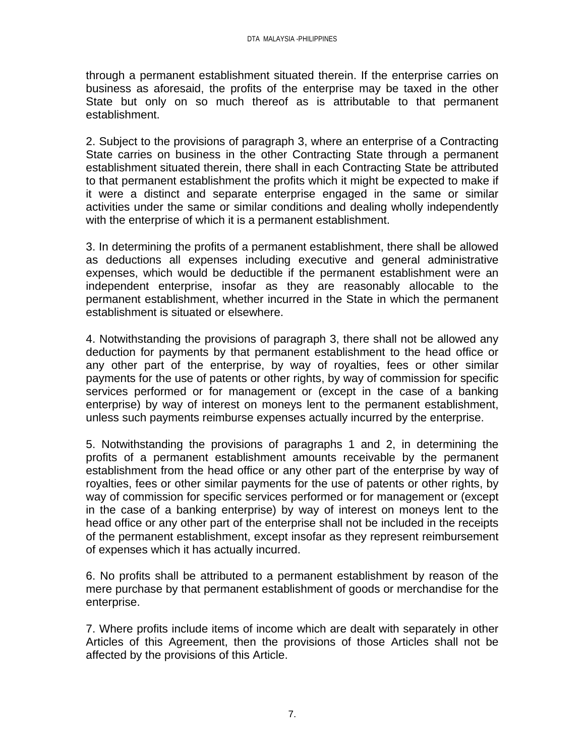through a permanent establishment situated therein. If the enterprise carries on business as aforesaid, the profits of the enterprise may be taxed in the other State but only on so much thereof as is attributable to that permanent establishment.

2. Subject to the provisions of paragraph 3, where an enterprise of a Contracting State carries on business in the other Contracting State through a permanent establishment situated therein, there shall in each Contracting State be attributed to that permanent establishment the profits which it might be expected to make if it were a distinct and separate enterprise engaged in the same or similar activities under the same or similar conditions and dealing wholly independently with the enterprise of which it is a permanent establishment.

3. In determining the profits of a permanent establishment, there shall be allowed as deductions all expenses including executive and general administrative expenses, which would be deductible if the permanent establishment were an independent enterprise, insofar as they are reasonably allocable to the permanent establishment, whether incurred in the State in which the permanent establishment is situated or elsewhere.

4. Notwithstanding the provisions of paragraph 3, there shall not be allowed any deduction for payments by that permanent establishment to the head office or any other part of the enterprise, by way of royalties, fees or other similar payments for the use of patents or other rights, by way of commission for specific services performed or for management or (except in the case of a banking enterprise) by way of interest on moneys lent to the permanent establishment, unless such payments reimburse expenses actually incurred by the enterprise.

5. Notwithstanding the provisions of paragraphs 1 and 2, in determining the profits of a permanent establishment amounts receivable by the permanent establishment from the head office or any other part of the enterprise by way of royalties, fees or other similar payments for the use of patents or other rights, by way of commission for specific services performed or for management or (except in the case of a banking enterprise) by way of interest on moneys lent to the head office or any other part of the enterprise shall not be included in the receipts of the permanent establishment, except insofar as they represent reimbursement of expenses which it has actually incurred.

6. No profits shall be attributed to a permanent establishment by reason of the mere purchase by that permanent establishment of goods or merchandise for the enterprise.

7. Where profits include items of income which are dealt with separately in other Articles of this Agreement, then the provisions of those Articles shall not be affected by the provisions of this Article.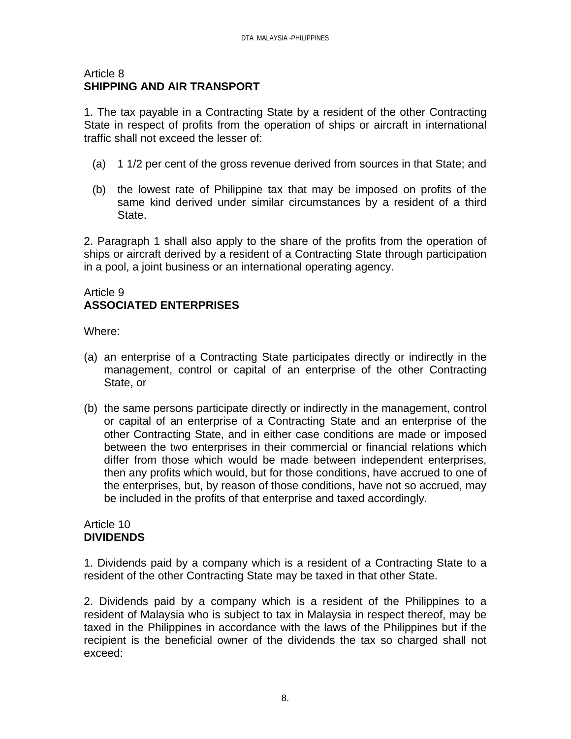## Article 8
**SHIPPING AND AIR TRANSPORT**

1. The tax payable in a Contracting State by a resident of the other Contracting State in respect of profits from the operation of ships or aircraft in international traffic shall not exceed the lesser of:

(a) 1 1/2 per cent of the gross revenue derived from sources in that State; and

(b) the lowest rate of Philippine tax that may be imposed on profits of the same kind derived under similar circumstances by a resident of a third State.

2. Paragraph 1 shall also apply to the share of the profits from the operation of ships or aircraft derived by a resident of a Contracting State through participation in a pool, a joint business or an international operating agency.

## Article 9
**ASSOCIATED ENTERPRISES**

Where:

(a) an enterprise of a Contracting State participates directly or indirectly in the management, control or capital of an enterprise of the other Contracting State, or

(b) the same persons participate directly or indirectly in the management, control or capital of an enterprise of a Contracting State and an enterprise of the other Contracting State, and in either case conditions are made or imposed between the two enterprises in their commercial or financial relations which differ from those which would be made between independent enterprises, then any profits which would, but for those conditions, have accrued to one of the enterprises, but, by reason of those conditions, have not so accrued, may be included in the profits of that enterprise and taxed accordingly.

## Article 10
**DIVIDENDS**

1. Dividends paid by a company which is a resident of a Contracting State to a resident of the other Contracting State may be taxed in that other State.

2. Dividends paid by a company which is a resident of the Philippines to a resident of Malaysia who is subject to tax in Malaysia in respect thereof, may be taxed in the Philippines in accordance with the laws of the Philippines but if the recipient is the beneficial owner of the dividends the tax so charged shall not exceed: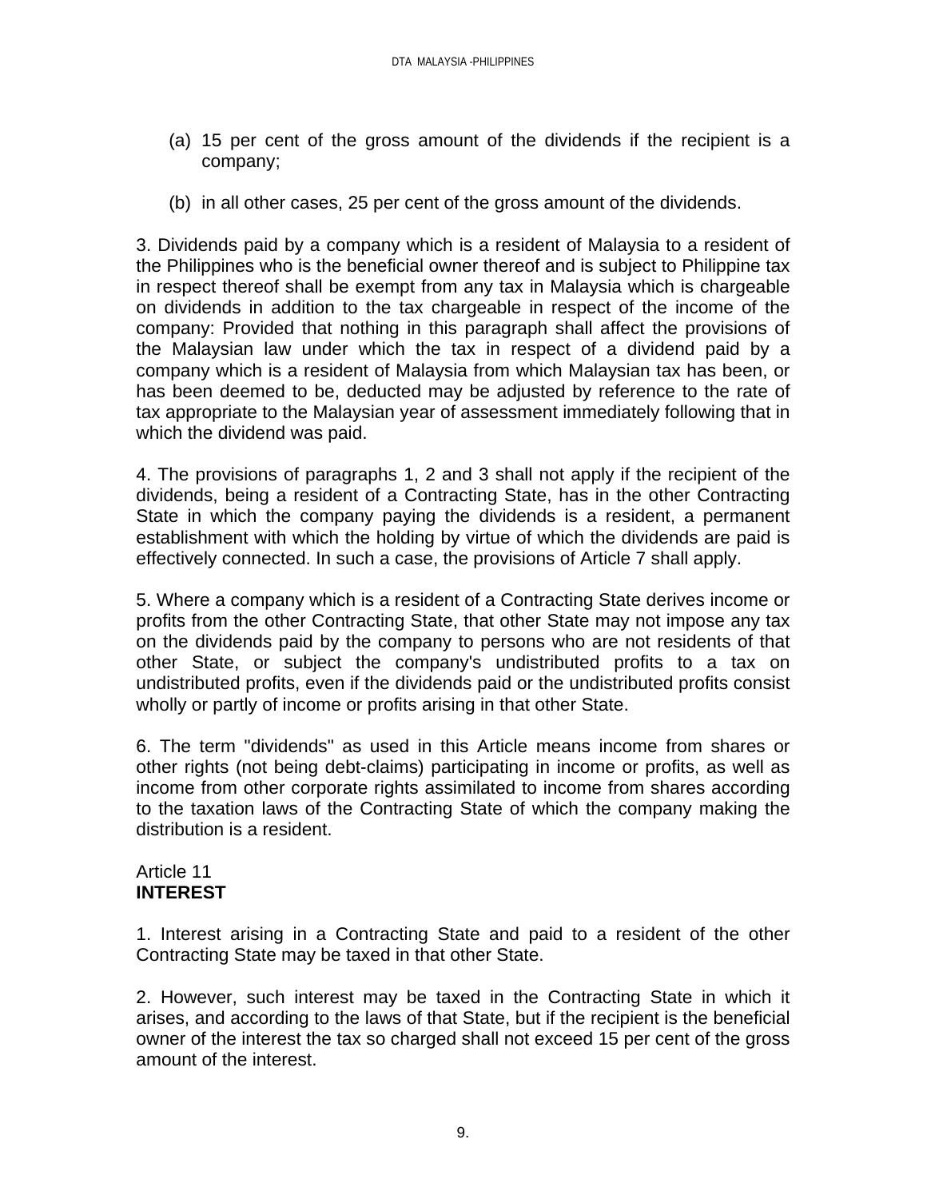(a) 15 per cent of the gross amount of the dividends if the recipient is a company;

(b) in all other cases, 25 per cent of the gross amount of the dividends.

3. Dividends paid by a company which is a resident of Malaysia to a resident of the Philippines who is the beneficial owner thereof and is subject to Philippine tax in respect thereof shall be exempt from any tax in Malaysia which is chargeable on dividends in addition to the tax chargeable in respect of the income of the company: Provided that nothing in this paragraph shall affect the provisions of the Malaysian law under which the tax in respect of a dividend paid by a company which is a resident of Malaysia from which Malaysian tax has been, or has been deemed to be, deducted may be adjusted by reference to the rate of tax appropriate to the Malaysian year of assessment immediately following that in which the dividend was paid.

4. The provisions of paragraphs 1, 2 and 3 shall not apply if the recipient of the dividends, being a resident of a Contracting State, has in the other Contracting State in which the company paying the dividends is a resident, a permanent establishment with which the holding by virtue of which the dividends are paid is effectively connected. In such a case, the provisions of Article 7 shall apply.

5. Where a company which is a resident of a Contracting State derives income or profits from the other Contracting State, that other State may not impose any tax on the dividends paid by the company to persons who are not residents of that other State, or subject the company's undistributed profits to a tax on undistributed profits, even if the dividends paid or the undistributed profits consist wholly or partly of income or profits arising in that other State.

6. The term "dividends" as used in this Article means income from shares or other rights (not being debt-claims) participating in income or profits, as well as income from other corporate rights assimilated to income from shares according to the taxation laws of the Contracting State of which the company making the distribution is a resident.

## Article 11
## **INTEREST**

1. Interest arising in a Contracting State and paid to a resident of the other Contracting State may be taxed in that other State.

2. However, such interest may be taxed in the Contracting State in which it arises, and according to the laws of that State, but if the recipient is the beneficial owner of the interest the tax so charged shall not exceed 15 per cent of the gross amount of the interest.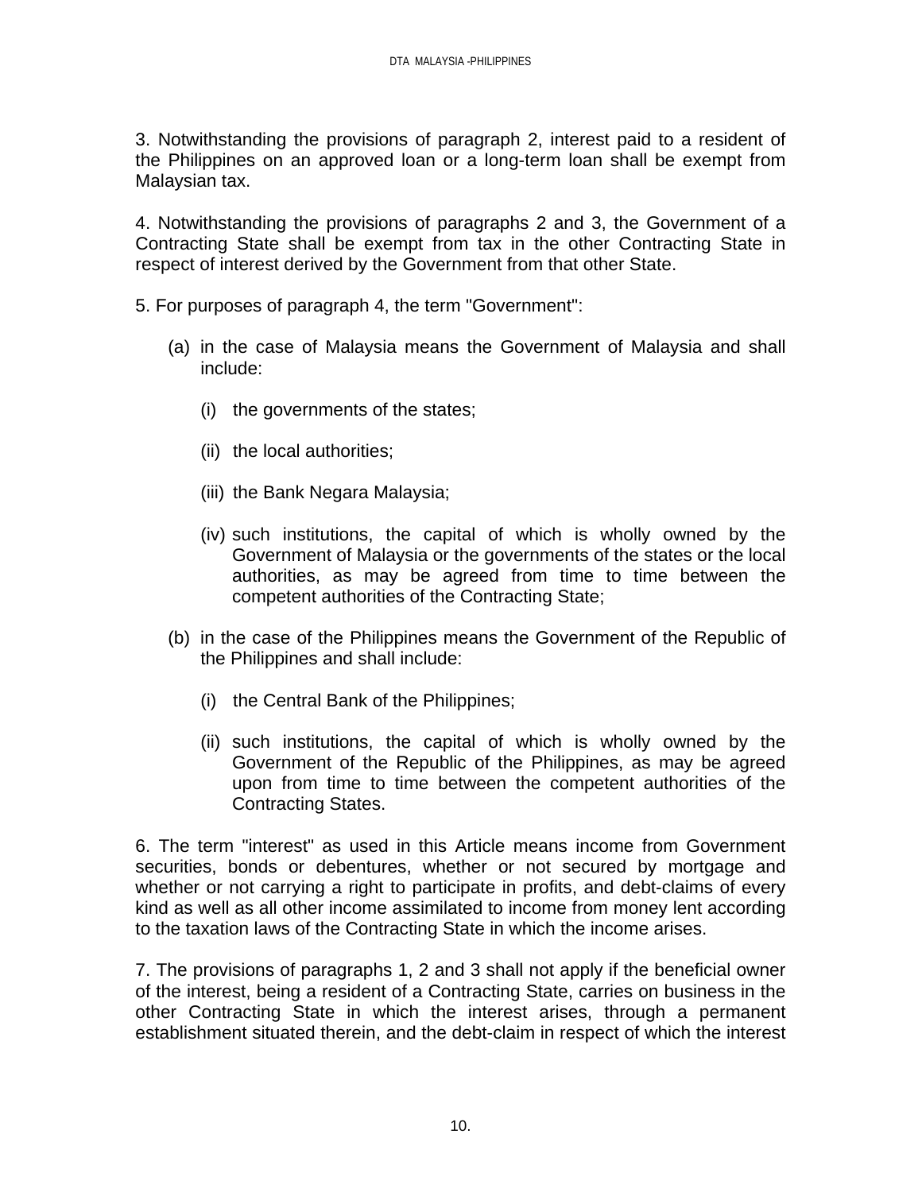3. Notwithstanding the provisions of paragraph 2, interest paid to a resident of the Philippines on an approved loan or a long-term loan shall be exempt from Malaysian tax.

4. Notwithstanding the provisions of paragraphs 2 and 3, the Government of a Contracting State shall be exempt from tax in the other Contracting State in respect of interest derived by the Government from that other State.

5. For purposes of paragraph 4, the term "Government":

(a) in the case of Malaysia means the Government of Malaysia and shall include:

(i) the governments of the states;

(ii) the local authorities;

(iii) the Bank Negara Malaysia;

(iv) such institutions, the capital of which is wholly owned by the Government of Malaysia or the governments of the states or the local authorities, as may be agreed from time to time between the competent authorities of the Contracting State;

(b) in the case of the Philippines means the Government of the Republic of the Philippines and shall include:

(i) the Central Bank of the Philippines;

(ii) such institutions, the capital of which is wholly owned by the Government of the Republic of the Philippines, as may be agreed upon from time to time between the competent authorities of the Contracting States.

6. The term "interest" as used in this Article means income from Government securities, bonds or debentures, whether or not secured by mortgage and whether or not carrying a right to participate in profits, and debt-claims of every kind as well as all other income assimilated to income from money lent according to the taxation laws of the Contracting State in which the income arises.

7. The provisions of paragraphs 1, 2 and 3 shall not apply if the beneficial owner of the interest, being a resident of a Contracting State, carries on business in the other Contracting State in which the interest arises, through a permanent establishment situated therein, and the debt-claim in respect of which the interest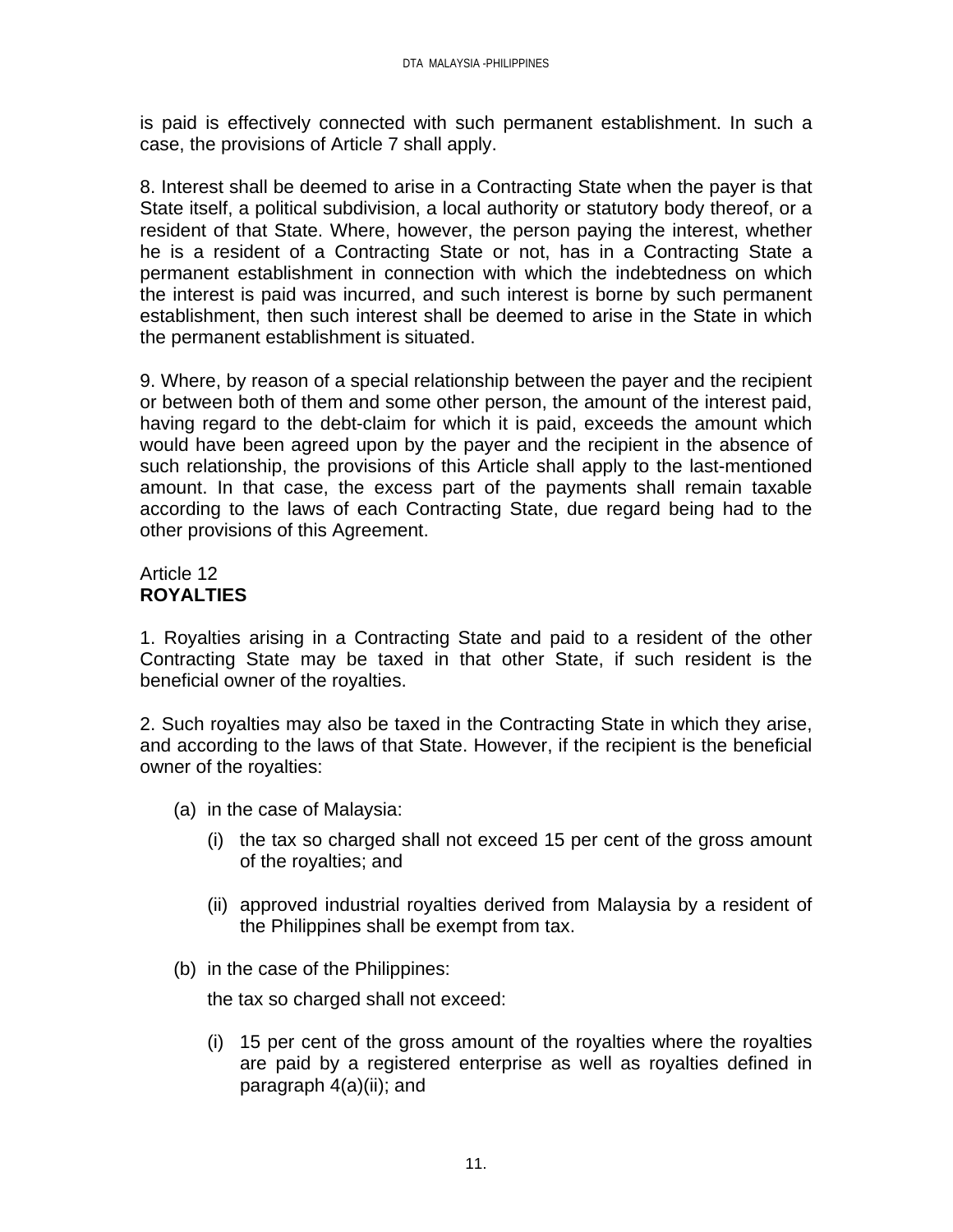is paid is effectively connected with such permanent establishment. In such a case, the provisions of Article 7 shall apply.

8. Interest shall be deemed to arise in a Contracting State when the payer is that State itself, a political subdivision, a local authority or statutory body thereof, or a resident of that State. Where, however, the person paying the interest, whether he is a resident of a Contracting State or not, has in a Contracting State a permanent establishment in connection with which the indebtedness on which the interest is paid was incurred, and such interest is borne by such permanent establishment, then such interest shall be deemed to arise in the State in which the permanent establishment is situated.

9. Where, by reason of a special relationship between the payer and the recipient or between both of them and some other person, the amount of the interest paid, having regard to the debt-claim for which it is paid, exceeds the amount which would have been agreed upon by the payer and the recipient in the absence of such relationship, the provisions of this Article shall apply to the last-mentioned amount. In that case, the excess part of the payments shall remain taxable according to the laws of each Contracting State, due regard being had to the other provisions of this Agreement.

## Article 12
## **ROYALTIES**

1. Royalties arising in a Contracting State and paid to a resident of the other Contracting State may be taxed in that other State, if such resident is the beneficial owner of the royalties.

2. Such royalties may also be taxed in the Contracting State in which they arise, and according to the laws of that State. However, if the recipient is the beneficial owner of the royalties:

(a) in the case of Malaysia:

(i) the tax so charged shall not exceed 15 per cent of the gross amount of the royalties; and

(ii) approved industrial royalties derived from Malaysia by a resident of the Philippines shall be exempt from tax.

(b) in the case of the Philippines:

the tax so charged shall not exceed:

(i) 15 per cent of the gross amount of the royalties where the royalties are paid by a registered enterprise as well as royalties defined in paragraph 4(a)(ii); and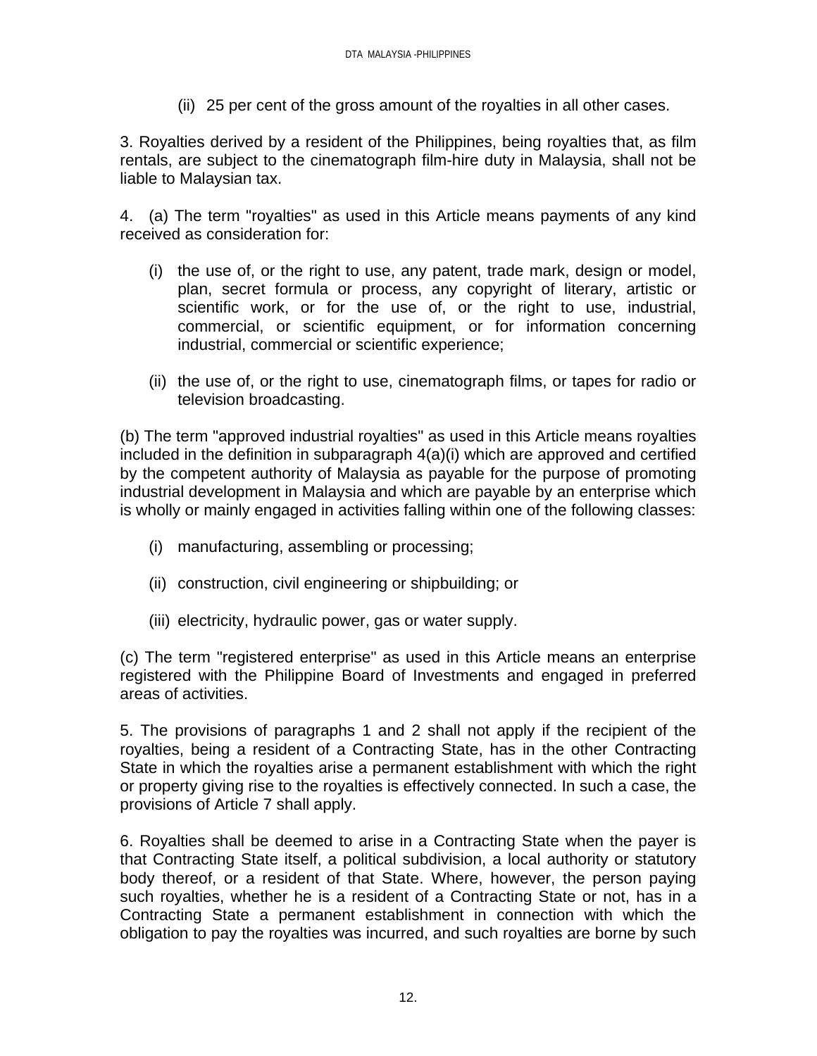(ii) 25 per cent of the gross amount of the royalties in all other cases.

3. Royalties derived by a resident of the Philippines, being royalties that, as film rentals, are subject to the cinematograph film-hire duty in Malaysia, shall not be liable to Malaysian tax.

4. (a) The term "royalties" as used in this Article means payments of any kind received as consideration for:

(i) the use of, or the right to use, any patent, trade mark, design or model, plan, secret formula or process, any copyright of literary, artistic or scientific work, or for the use of, or the right to use, industrial, commercial, or scientific equipment, or for information concerning industrial, commercial or scientific experience;

(ii) the use of, or the right to use, cinematograph films, or tapes for radio or television broadcasting.

(b) The term "approved industrial royalties" as used in this Article means royalties included in the definition in subparagraph 4(a)(i) which are approved and certified by the competent authority of Malaysia as payable for the purpose of promoting industrial development in Malaysia and which are payable by an enterprise which is wholly or mainly engaged in activities falling within one of the following classes:

(i) manufacturing, assembling or processing;

(ii) construction, civil engineering or shipbuilding; or

(iii) electricity, hydraulic power, gas or water supply.

(c) The term "registered enterprise" as used in this Article means an enterprise registered with the Philippine Board of Investments and engaged in preferred areas of activities.

5. The provisions of paragraphs 1 and 2 shall not apply if the recipient of the royalties, being a resident of a Contracting State, has in the other Contracting State in which the royalties arise a permanent establishment with which the right or property giving rise to the royalties is effectively connected. In such a case, the provisions of Article 7 shall apply.

6. Royalties shall be deemed to arise in a Contracting State when the payer is that Contracting State itself, a political subdivision, a local authority or statutory body thereof, or a resident of that State. Where, however, the person paying such royalties, whether he is a resident of a Contracting State or not, has in a Contracting State a permanent establishment in connection with which the obligation to pay the royalties was incurred, and such royalties are borne by such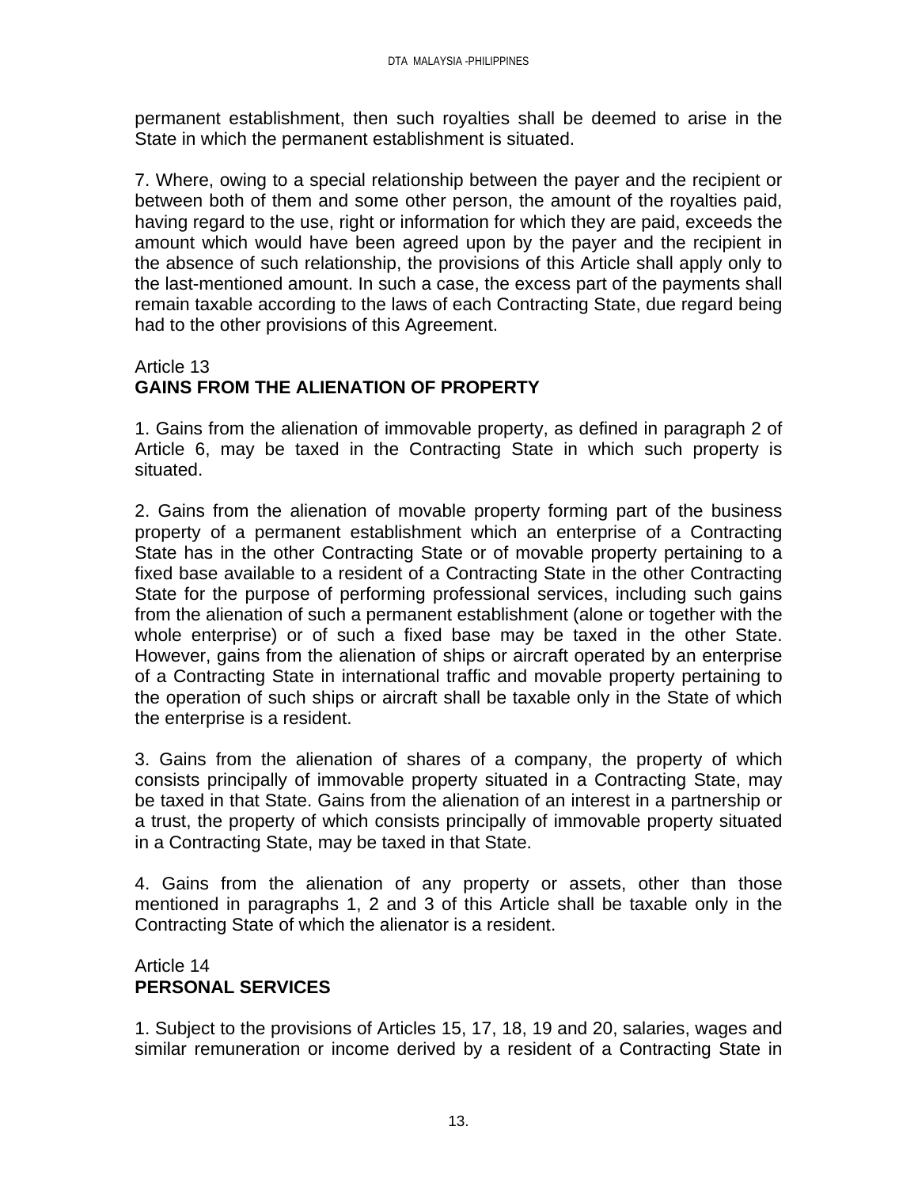permanent establishment, then such royalties shall be deemed to arise in the State in which the permanent establishment is situated.

7. Where, owing to a special relationship between the payer and the recipient or between both of them and some other person, the amount of the royalties paid, having regard to the use, right or information for which they are paid, exceeds the amount which would have been agreed upon by the payer and the recipient in the absence of such relationship, the provisions of this Article shall apply only to the last-mentioned amount. In such a case, the excess part of the payments shall remain taxable according to the laws of each Contracting State, due regard being had to the other provisions of this Agreement.

Article 13
**GAINS FROM THE ALIENATION OF PROPERTY**

1. Gains from the alienation of immovable property, as defined in paragraph 2 of Article 6, may be taxed in the Contracting State in which such property is situated.

2. Gains from the alienation of movable property forming part of the business property of a permanent establishment which an enterprise of a Contracting State has in the other Contracting State or of movable property pertaining to a fixed base available to a resident of a Contracting State in the other Contracting State for the purpose of performing professional services, including such gains from the alienation of such a permanent establishment (alone or together with the whole enterprise) or of such a fixed base may be taxed in the other State. However, gains from the alienation of ships or aircraft operated by an enterprise of a Contracting State in international traffic and movable property pertaining to the operation of such ships or aircraft shall be taxable only in the State of which the enterprise is a resident.

3. Gains from the alienation of shares of a company, the property of which consists principally of immovable property situated in a Contracting State, may be taxed in that State. Gains from the alienation of an interest in a partnership or a trust, the property of which consists principally of immovable property situated in a Contracting State, may be taxed in that State.

4. Gains from the alienation of any property or assets, other than those mentioned in paragraphs 1, 2 and 3 of this Article shall be taxable only in the Contracting State of which the alienator is a resident.

Article 14
**PERSONAL SERVICES**

1. Subject to the provisions of Articles 15, 17, 18, 19 and 20, salaries, wages and similar remuneration or income derived by a resident of a Contracting State in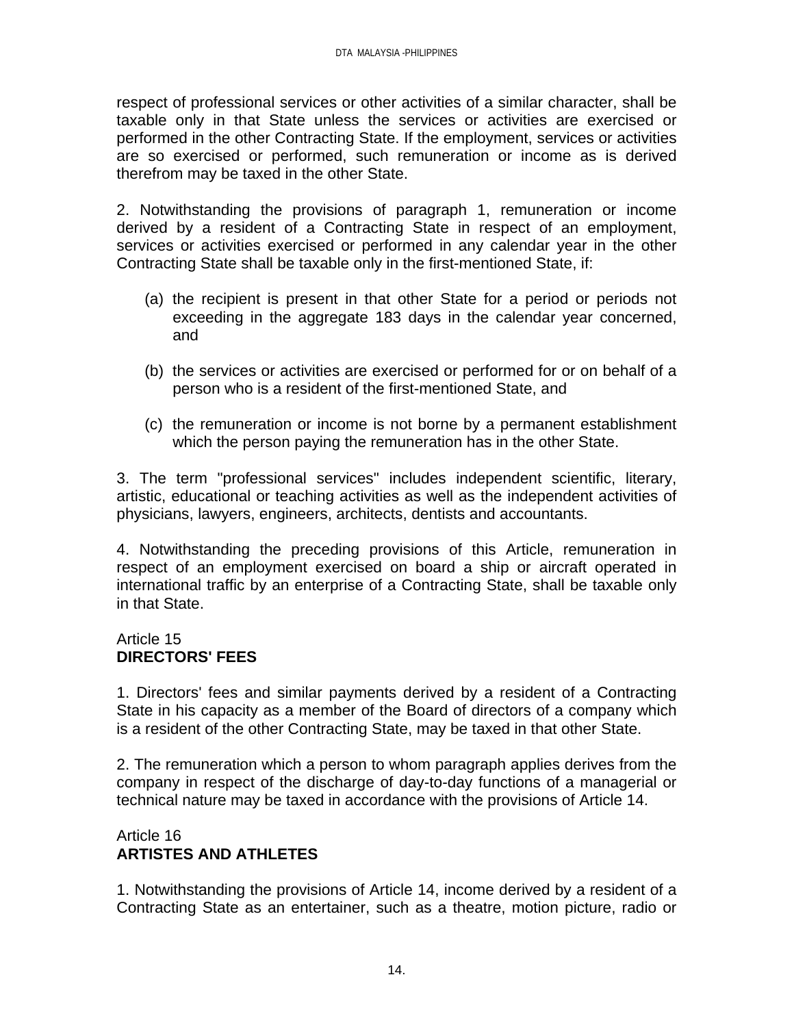respect of professional services or other activities of a similar character, shall be taxable only in that State unless the services or activities are exercised or performed in the other Contracting State. If the employment, services or activities are so exercised or performed, such remuneration or income as is derived therefrom may be taxed in the other State.

2. Notwithstanding the provisions of paragraph 1, remuneration or income derived by a resident of a Contracting State in respect of an employment, services or activities exercised or performed in any calendar year in the other Contracting State shall be taxable only in the first-mentioned State, if:

(a) the recipient is present in that other State for a period or periods not exceeding in the aggregate 183 days in the calendar year concerned, and

(b) the services or activities are exercised or performed for or on behalf of a person who is a resident of the first-mentioned State, and

(c) the remuneration or income is not borne by a permanent establishment which the person paying the remuneration has in the other State.

3. The term "professional services" includes independent scientific, literary, artistic, educational or teaching activities as well as the independent activities of physicians, lawyers, engineers, architects, dentists and accountants.

4. Notwithstanding the preceding provisions of this Article, remuneration in respect of an employment exercised on board a ship or aircraft operated in international traffic by an enterprise of a Contracting State, shall be taxable only in that State.

## Article 15
## **DIRECTORS' FEES**

1. Directors' fees and similar payments derived by a resident of a Contracting State in his capacity as a member of the Board of directors of a company which is a resident of the other Contracting State, may be taxed in that other State.

2. The remuneration which a person to whom paragraph applies derives from the company in respect of the discharge of day-to-day functions of a managerial or technical nature may be taxed in accordance with the provisions of Article 14.

## Article 16
## **ARTISTES AND ATHLETES**

1. Notwithstanding the provisions of Article 14, income derived by a resident of a Contracting State as an entertainer, such as a theatre, motion picture, radio or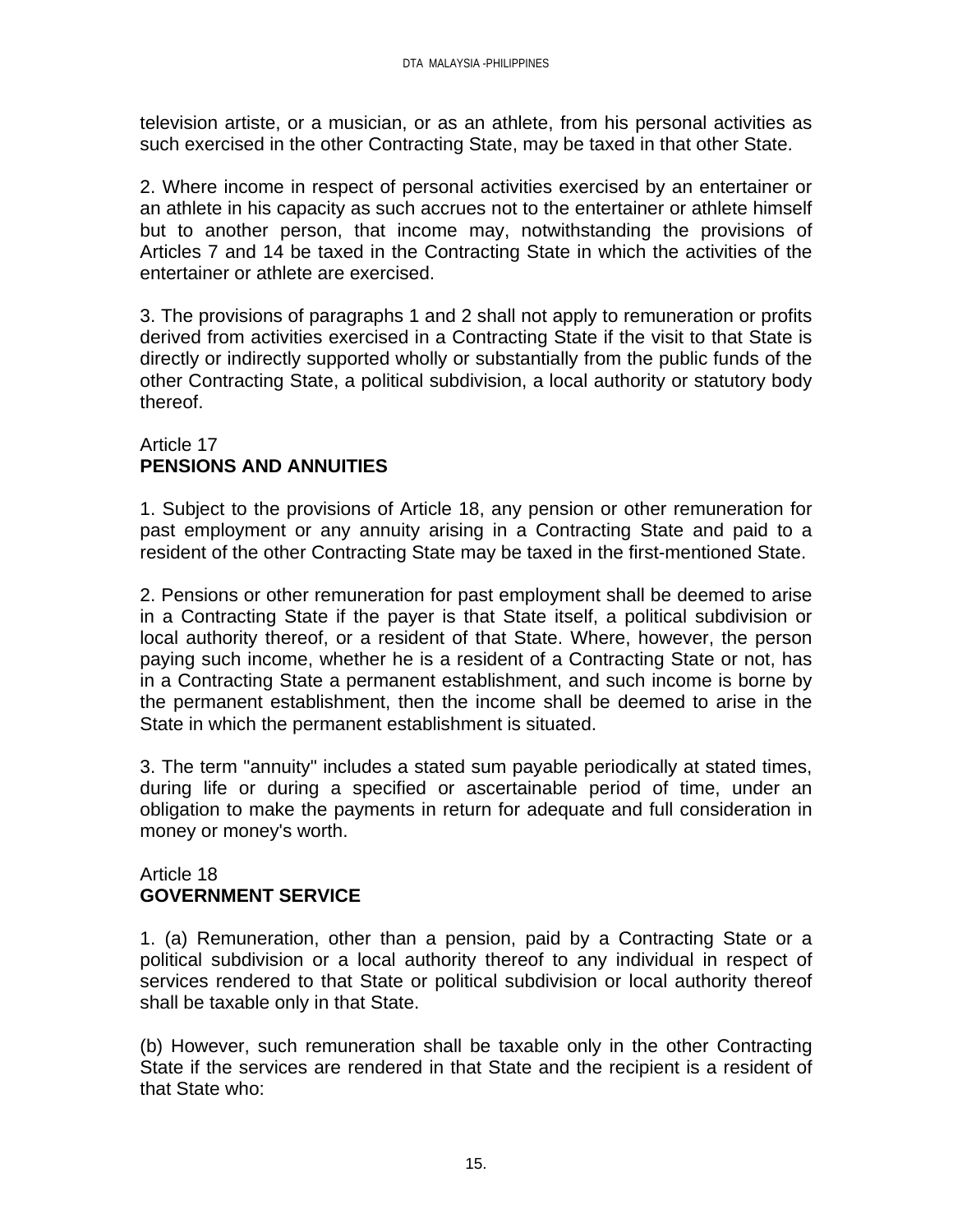television artiste, or a musician, or as an athlete, from his personal activities as such exercised in the other Contracting State, may be taxed in that other State.

2. Where income in respect of personal activities exercised by an entertainer or an athlete in his capacity as such accrues not to the entertainer or athlete himself but to another person, that income may, notwithstanding the provisions of Articles 7 and 14 be taxed in the Contracting State in which the activities of the entertainer or athlete are exercised.

3. The provisions of paragraphs 1 and 2 shall not apply to remuneration or profits derived from activities exercised in a Contracting State if the visit to that State is directly or indirectly supported wholly or substantially from the public funds of the other Contracting State, a political subdivision, a local authority or statutory body thereof.

## Article 17
## **PENSIONS AND ANNUITIES**

1. Subject to the provisions of Article 18, any pension or other remuneration for past employment or any annuity arising in a Contracting State and paid to a resident of the other Contracting State may be taxed in the first-mentioned State.

2. Pensions or other remuneration for past employment shall be deemed to arise in a Contracting State if the payer is that State itself, a political subdivision or local authority thereof, or a resident of that State. Where, however, the person paying such income, whether he is a resident of a Contracting State or not, has in a Contracting State a permanent establishment, and such income is borne by the permanent establishment, then the income shall be deemed to arise in the State in which the permanent establishment is situated.

3. The term "annuity" includes a stated sum payable periodically at stated times, during life or during a specified or ascertainable period of time, under an obligation to make the payments in return for adequate and full consideration in money or money's worth.

## Article 18
## **GOVERNMENT SERVICE**

1. (a) Remuneration, other than a pension, paid by a Contracting State or a political subdivision or a local authority thereof to any individual in respect of services rendered to that State or political subdivision or local authority thereof shall be taxable only in that State.

(b) However, such remuneration shall be taxable only in the other Contracting State if the services are rendered in that State and the recipient is a resident of that State who: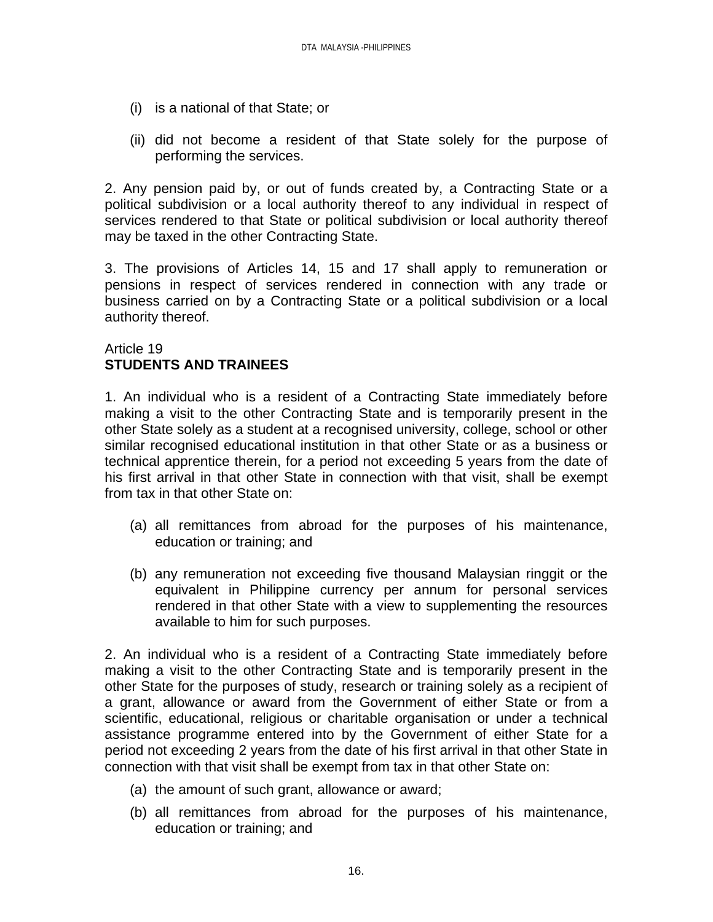(i) is a national of that State; or

(ii) did not become a resident of that State solely for the purpose of performing the services.

2. Any pension paid by, or out of funds created by, a Contracting State or a political subdivision or a local authority thereof to any individual in respect of services rendered to that State or political subdivision or local authority thereof may be taxed in the other Contracting State.

3. The provisions of Articles 14, 15 and 17 shall apply to remuneration or pensions in respect of services rendered in connection with any trade or business carried on by a Contracting State or a political subdivision or a local authority thereof.

Article 19
**STUDENTS AND TRAINEES**

1. An individual who is a resident of a Contracting State immediately before making a visit to the other Contracting State and is temporarily present in the other State solely as a student at a recognised university, college, school or other similar recognised educational institution in that other State or as a business or technical apprentice therein, for a period not exceeding 5 years from the date of his first arrival in that other State in connection with that visit, shall be exempt from tax in that other State on:

(a) all remittances from abroad for the purposes of his maintenance, education or training; and

(b) any remuneration not exceeding five thousand Malaysian ringgit or the equivalent in Philippine currency per annum for personal services rendered in that other State with a view to supplementing the resources available to him for such purposes.

2. An individual who is a resident of a Contracting State immediately before making a visit to the other Contracting State and is temporarily present in the other State for the purposes of study, research or training solely as a recipient of a grant, allowance or award from the Government of either State or from a scientific, educational, religious or charitable organisation or under a technical assistance programme entered into by the Government of either State for a period not exceeding 2 years from the date of his first arrival in that other State in connection with that visit shall be exempt from tax in that other State on:

(a) the amount of such grant, allowance or award;

(b) all remittances from abroad for the purposes of his maintenance, education or training; and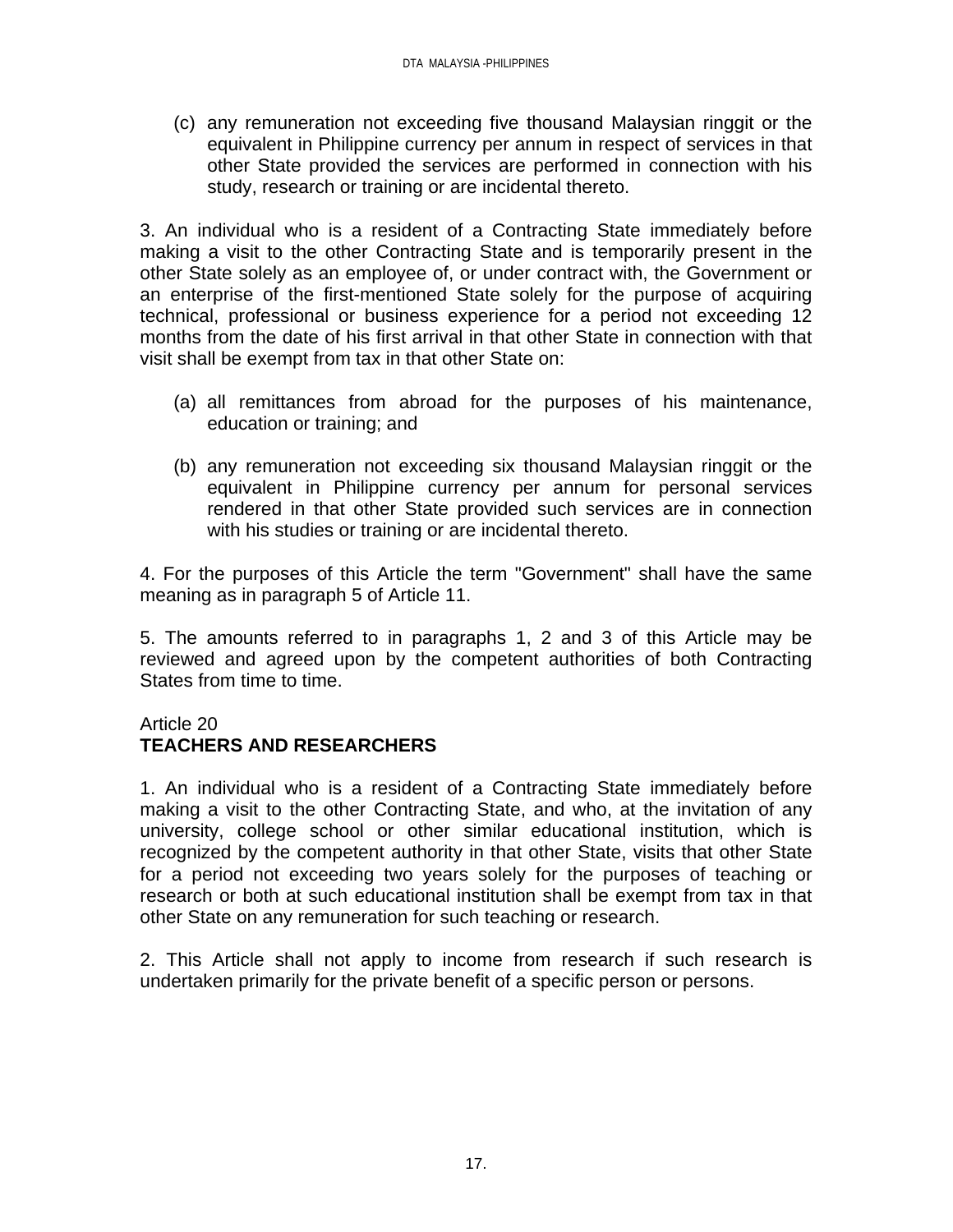(c) any remuneration not exceeding five thousand Malaysian ringgit or the equivalent in Philippine currency per annum in respect of services in that other State provided the services are performed in connection with his study, research or training or are incidental thereto.

3. An individual who is a resident of a Contracting State immediately before making a visit to the other Contracting State and is temporarily present in the other State solely as an employee of, or under contract with, the Government or an enterprise of the first-mentioned State solely for the purpose of acquiring technical, professional or business experience for a period not exceeding 12 months from the date of his first arrival in that other State in connection with that visit shall be exempt from tax in that other State on:

(a) all remittances from abroad for the purposes of his maintenance, education or training; and

(b) any remuneration not exceeding six thousand Malaysian ringgit or the equivalent in Philippine currency per annum for personal services rendered in that other State provided such services are in connection with his studies or training or are incidental thereto.

4. For the purposes of this Article the term "Government" shall have the same meaning as in paragraph 5 of Article 11.

5. The amounts referred to in paragraphs 1, 2 and 3 of this Article may be reviewed and agreed upon by the competent authorities of both Contracting States from time to time.

## Article 20
## **TEACHERS AND RESEARCHERS**

1. An individual who is a resident of a Contracting State immediately before making a visit to the other Contracting State, and who, at the invitation of any university, college school or other similar educational institution, which is recognized by the competent authority in that other State, visits that other State for a period not exceeding two years solely for the purposes of teaching or research or both at such educational institution shall be exempt from tax in that other State on any remuneration for such teaching or research.

2. This Article shall not apply to income from research if such research is undertaken primarily for the private benefit of a specific person or persons.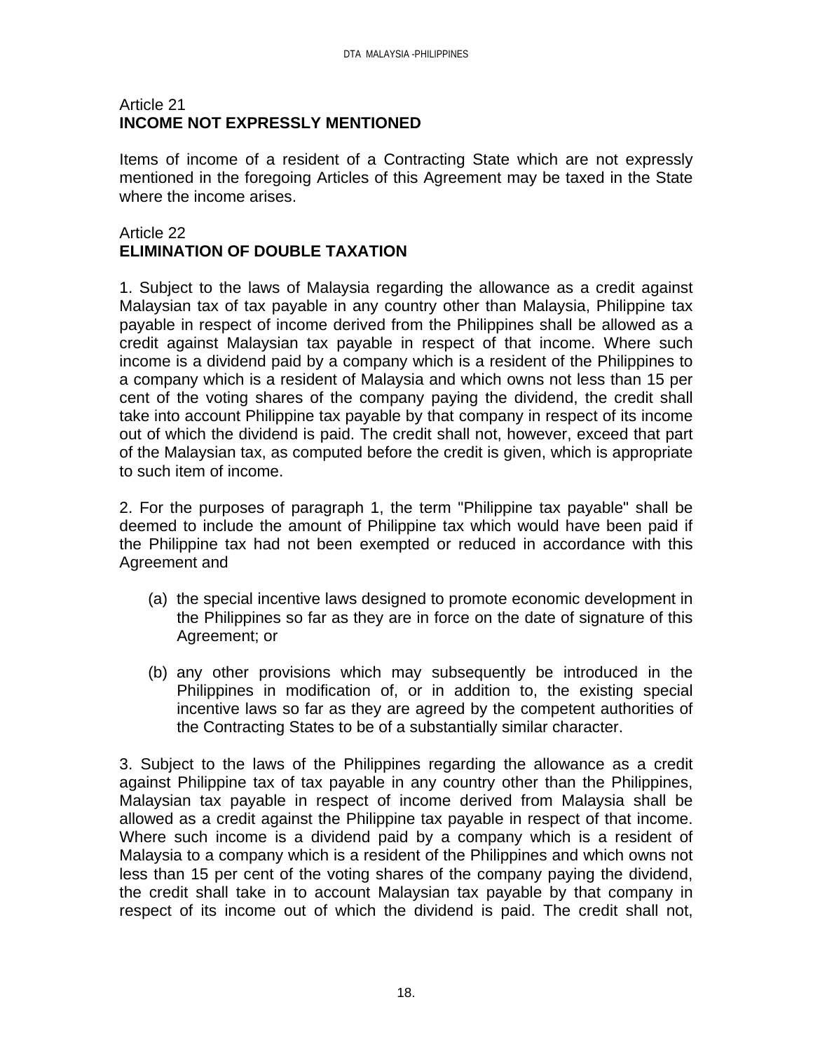## Article 21
**INCOME NOT EXPRESSLY MENTIONED**

Items of income of a resident of a Contracting State which are not expressly mentioned in the foregoing Articles of this Agreement may be taxed in the State where the income arises.

## Article 22
**ELIMINATION OF DOUBLE TAXATION**

1. Subject to the laws of Malaysia regarding the allowance as a credit against Malaysian tax of tax payable in any country other than Malaysia, Philippine tax payable in respect of income derived from the Philippines shall be allowed as a credit against Malaysian tax payable in respect of that income. Where such income is a dividend paid by a company which is a resident of the Philippines to a company which is a resident of Malaysia and which owns not less than 15 per cent of the voting shares of the company paying the dividend, the credit shall take into account Philippine tax payable by that company in respect of its income out of which the dividend is paid. The credit shall not, however, exceed that part of the Malaysian tax, as computed before the credit is given, which is appropriate to such item of income.

2. For the purposes of paragraph 1, the term "Philippine tax payable" shall be deemed to include the amount of Philippine tax which would have been paid if the Philippine tax had not been exempted or reduced in accordance with this Agreement and

(a) the special incentive laws designed to promote economic development in the Philippines so far as they are in force on the date of signature of this Agreement; or

(b) any other provisions which may subsequently be introduced in the Philippines in modification of, or in addition to, the existing special incentive laws so far as they are agreed by the competent authorities of the Contracting States to be of a substantially similar character.

3. Subject to the laws of the Philippines regarding the allowance as a credit against Philippine tax of tax payable in any country other than the Philippines, Malaysian tax payable in respect of income derived from Malaysia shall be allowed as a credit against the Philippine tax payable in respect of that income. Where such income is a dividend paid by a company which is a resident of Malaysia to a company which is a resident of the Philippines and which owns not less than 15 per cent of the voting shares of the company paying the dividend, the credit shall take in to account Malaysian tax payable by that company in respect of its income out of which the dividend is paid. The credit shall not,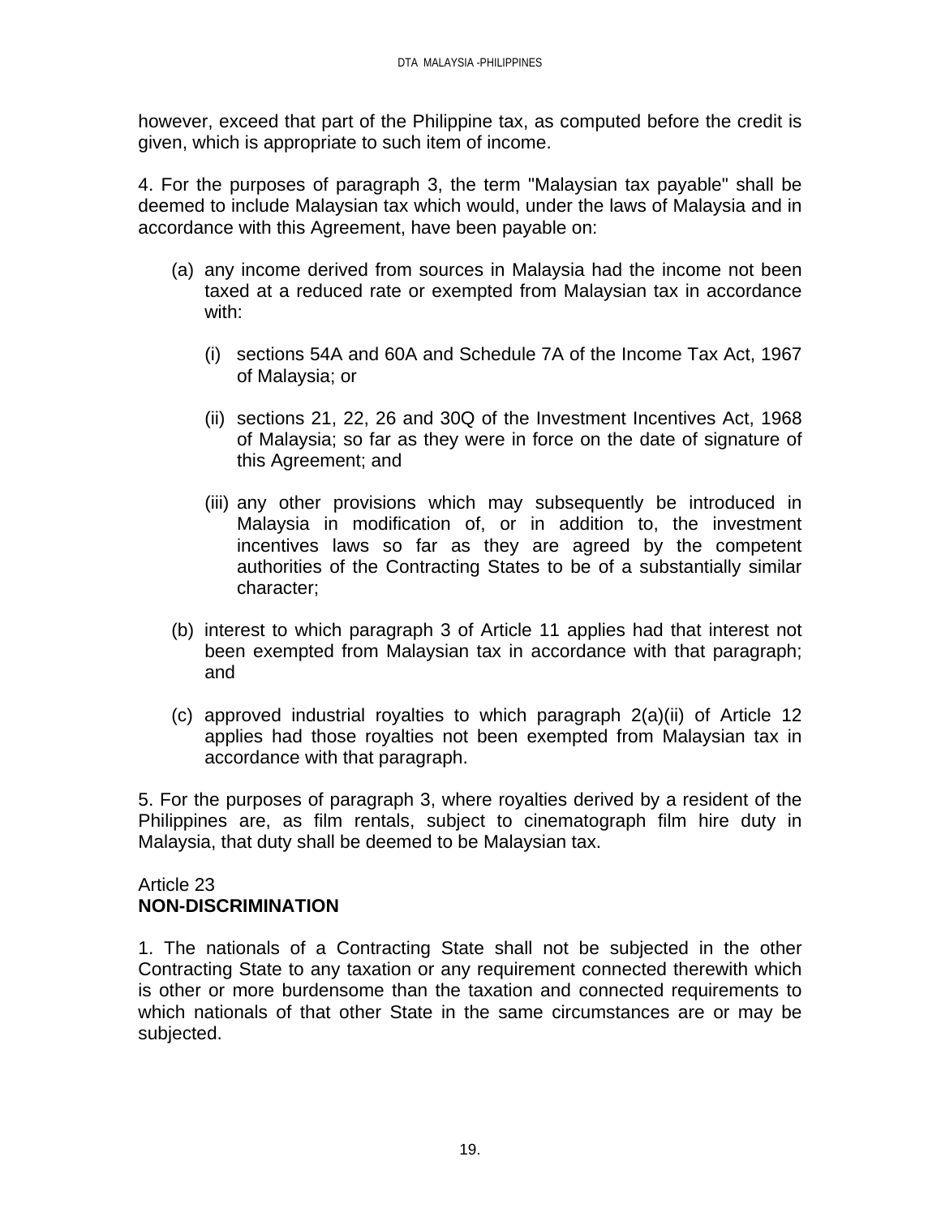however, exceed that part of the Philippine tax, as computed before the credit is given, which is appropriate to such item of income.

4. For the purposes of paragraph 3, the term "Malaysian tax payable" shall be deemed to include Malaysian tax which would, under the laws of Malaysia and in accordance with this Agreement, have been payable on:

(a) any income derived from sources in Malaysia had the income not been taxed at a reduced rate or exempted from Malaysian tax in accordance with:

   (i) sections 54A and 60A and Schedule 7A of the Income Tax Act, 1967 of Malaysia; or

   (ii) sections 21, 22, 26 and 30Q of the Investment Incentives Act, 1968 of Malaysia; so far as they were in force on the date of signature of this Agreement; and

   (iii) any other provisions which may subsequently be introduced in Malaysia in modification of, or in addition to, the investment incentives laws so far as they are agreed by the competent authorities of the Contracting States to be of a substantially similar character;

(b) interest to which paragraph 3 of Article 11 applies had that interest not been exempted from Malaysian tax in accordance with that paragraph; and

(c) approved industrial royalties to which paragraph 2(a)(ii) of Article 12 applies had those royalties not been exempted from Malaysian tax in accordance with that paragraph.

5. For the purposes of paragraph 3, where royalties derived by a resident of the Philippines are, as film rentals, subject to cinematograph film hire duty in Malaysia, that duty shall be deemed to be Malaysian tax.

## Article 23
## NON-DISCRIMINATION

1. The nationals of a Contracting State shall not be subjected in the other Contracting State to any taxation or any requirement connected therewith which is other or more burdensome than the taxation and connected requirements to which nationals of that other State in the same circumstances are or may be subjected.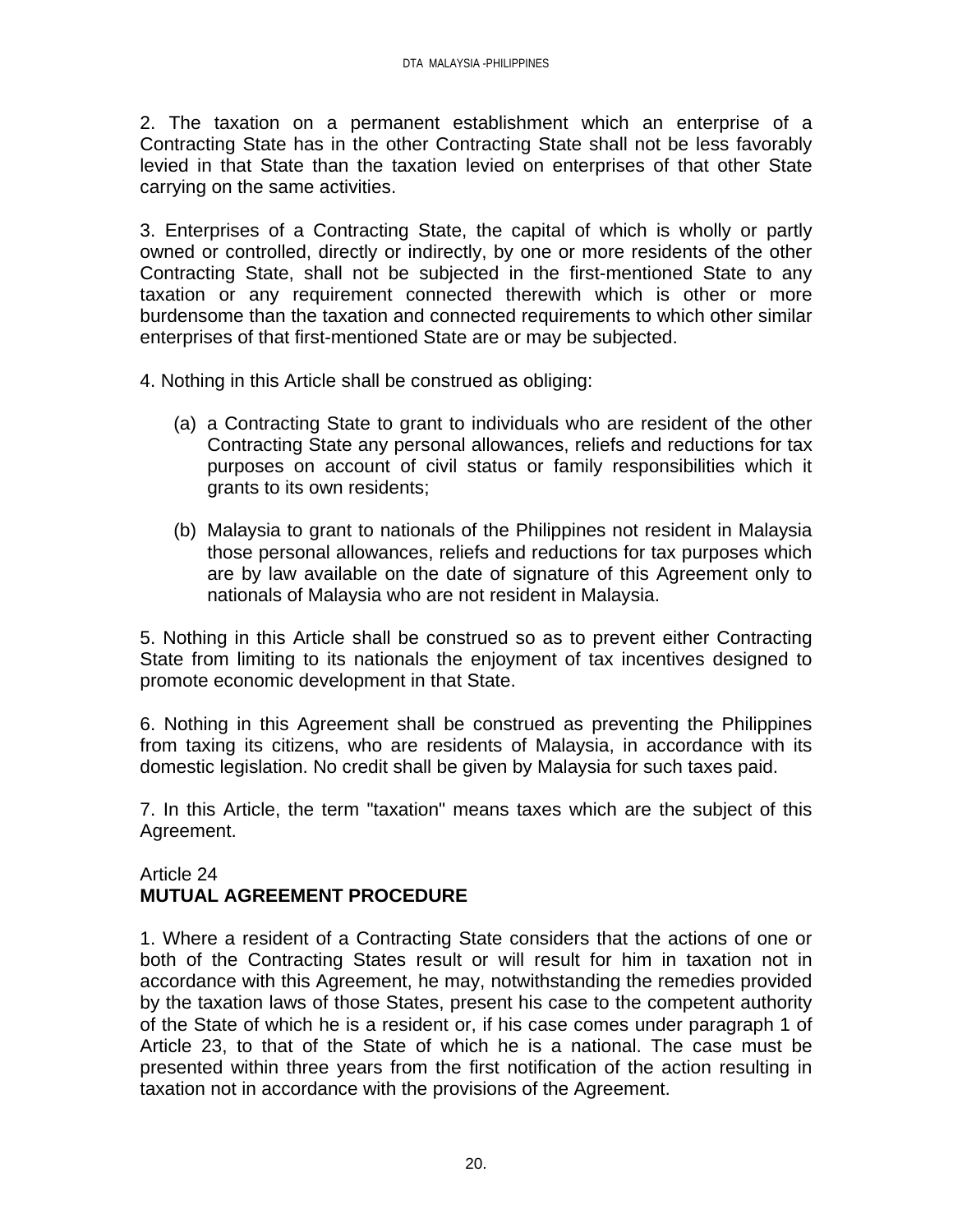2. The taxation on a permanent establishment which an enterprise of a Contracting State has in the other Contracting State shall not be less favorably levied in that State than the taxation levied on enterprises of that other State carrying on the same activities.

3. Enterprises of a Contracting State, the capital of which is wholly or partly owned or controlled, directly or indirectly, by one or more residents of the other Contracting State, shall not be subjected in the first-mentioned State to any taxation or any requirement connected therewith which is other or more burdensome than the taxation and connected requirements to which other similar enterprises of that first-mentioned State are or may be subjected.

4. Nothing in this Article shall be construed as obliging:

(a) a Contracting State to grant to individuals who are resident of the other Contracting State any personal allowances, reliefs and reductions for tax purposes on account of civil status or family responsibilities which it grants to its own residents;

(b) Malaysia to grant to nationals of the Philippines not resident in Malaysia those personal allowances, reliefs and reductions for tax purposes which are by law available on the date of signature of this Agreement only to nationals of Malaysia who are not resident in Malaysia.

5. Nothing in this Article shall be construed so as to prevent either Contracting State from limiting to its nationals the enjoyment of tax incentives designed to promote economic development in that State.

6. Nothing in this Agreement shall be construed as preventing the Philippines from taxing its citizens, who are residents of Malaysia, in accordance with its domestic legislation. No credit shall be given by Malaysia for such taxes paid.

7. In this Article, the term "taxation" means taxes which are the subject of this Agreement.

## Article 24
## MUTUAL AGREEMENT PROCEDURE

1. Where a resident of a Contracting State considers that the actions of one or both of the Contracting States result or will result for him in taxation not in accordance with this Agreement, he may, notwithstanding the remedies provided by the taxation laws of those States, present his case to the competent authority of the State of which he is a resident or, if his case comes under paragraph 1 of Article 23, to that of the State of which he is a national. The case must be presented within three years from the first notification of the action resulting in taxation not in accordance with the provisions of the Agreement.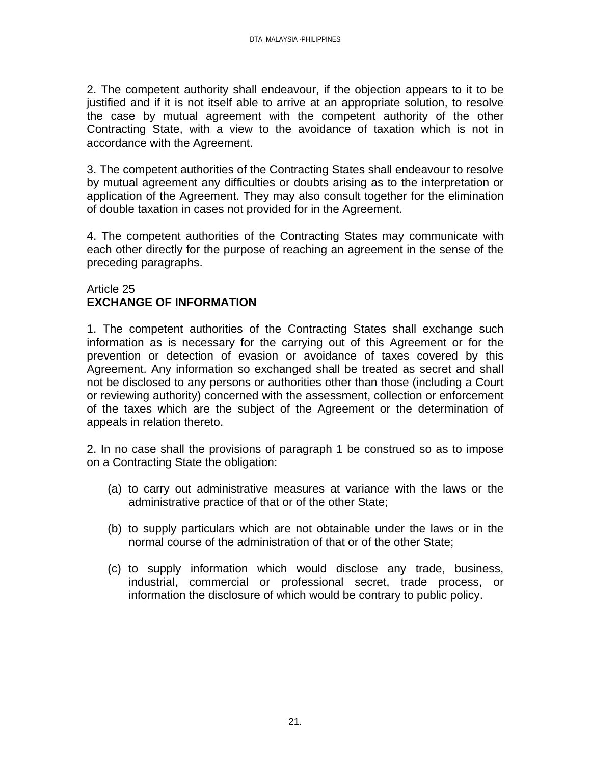2. The competent authority shall endeavour, if the objection appears to it to be justified and if it is not itself able to arrive at an appropriate solution, to resolve the case by mutual agreement with the competent authority of the other Contracting State, with a view to the avoidance of taxation which is not in accordance with the Agreement.

3. The competent authorities of the Contracting States shall endeavour to resolve by mutual agreement any difficulties or doubts arising as to the interpretation or application of the Agreement. They may also consult together for the elimination of double taxation in cases not provided for in the Agreement.

4. The competent authorities of the Contracting States may communicate with each other directly for the purpose of reaching an agreement in the sense of the preceding paragraphs.

Article 25
**EXCHANGE OF INFORMATION**

1. The competent authorities of the Contracting States shall exchange such information as is necessary for the carrying out of this Agreement or for the prevention or detection of evasion or avoidance of taxes covered by this Agreement. Any information so exchanged shall be treated as secret and shall not be disclosed to any persons or authorities other than those (including a Court or reviewing authority) concerned with the assessment, collection or enforcement of the taxes which are the subject of the Agreement or the determination of appeals in relation thereto.

2. In no case shall the provisions of paragraph 1 be construed so as to impose on a Contracting State the obligation:

(a) to carry out administrative measures at variance with the laws or the administrative practice of that or of the other State;

(b) to supply particulars which are not obtainable under the laws or in the normal course of the administration of that or of the other State;

(c) to supply information which would disclose any trade, business, industrial, commercial or professional secret, trade process, or information the disclosure of which would be contrary to public policy.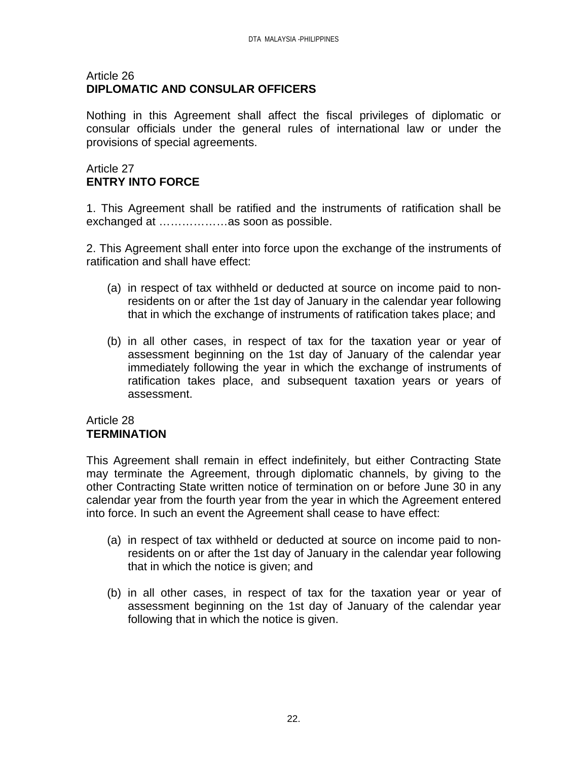Article 26
**DIPLOMATIC AND CONSULAR OFFICERS**

Nothing in this Agreement shall affect the fiscal privileges of diplomatic or consular officials under the general rules of international law or under the provisions of special agreements.

Article 27
**ENTRY INTO FORCE**

1. This Agreement shall be ratified and the instruments of ratification shall be exchanged at ………………as soon as possible.

2. This Agreement shall enter into force upon the exchange of the instruments of ratification and shall have effect:

(a) in respect of tax withheld or deducted at source on income paid to non-residents on or after the 1st day of January in the calendar year following that in which the exchange of instruments of ratification takes place; and

(b) in all other cases, in respect of tax for the taxation year or year of assessment beginning on the 1st day of January of the calendar year immediately following the year in which the exchange of instruments of ratification takes place, and subsequent taxation years or years of assessment.

Article 28
**TERMINATION**

This Agreement shall remain in effect indefinitely, but either Contracting State may terminate the Agreement, through diplomatic channels, by giving to the other Contracting State written notice of termination on or before June 30 in any calendar year from the fourth year from the year in which the Agreement entered into force. In such an event the Agreement shall cease to have effect:

(a) in respect of tax withheld or deducted at source on income paid to non-residents on or after the 1st day of January in the calendar year following that in which the notice is given; and

(b) in all other cases, in respect of tax for the taxation year or year of assessment beginning on the 1st day of January of the calendar year following that in which the notice is given.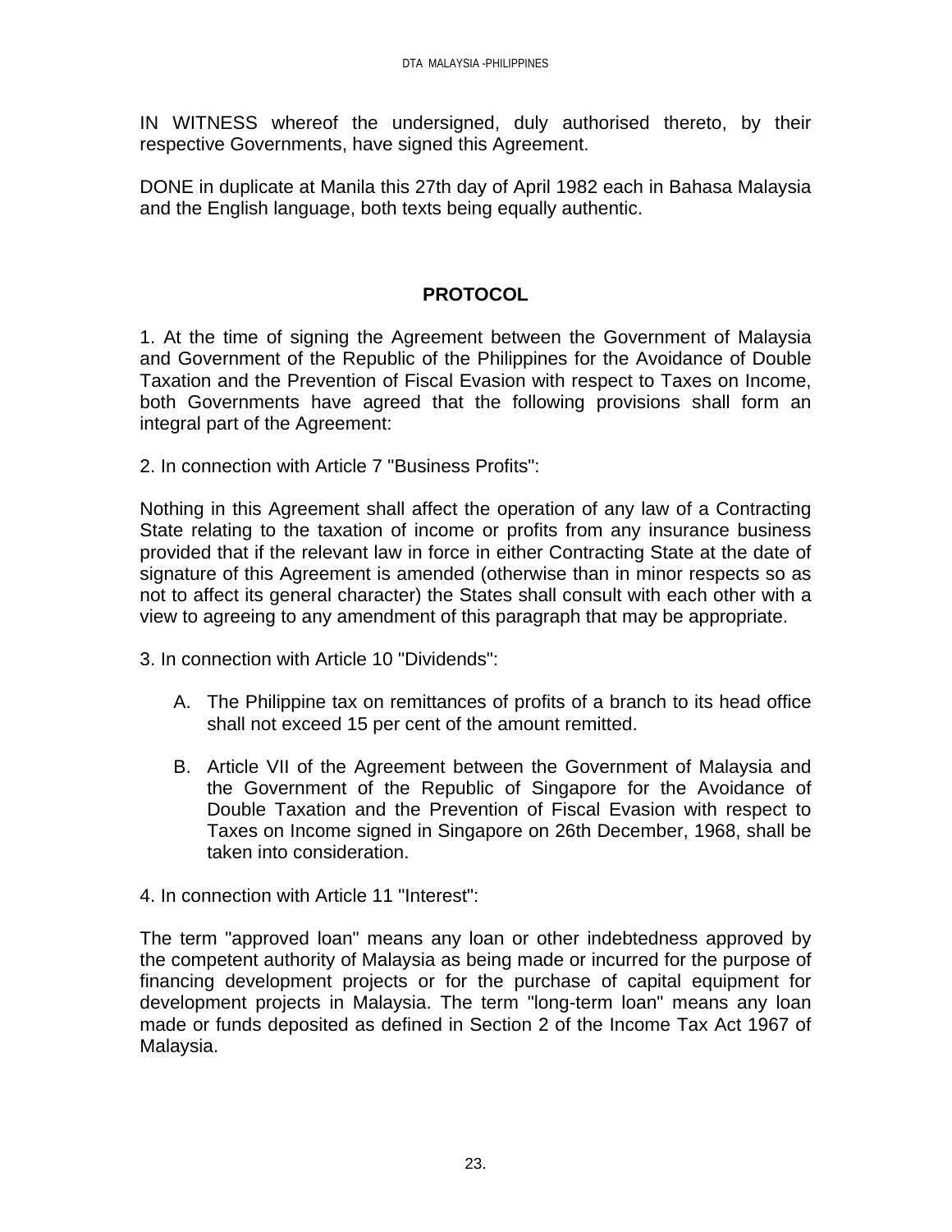IN WITNESS whereof the undersigned, duly authorised thereto, by their respective Governments, have signed this Agreement.

DONE in duplicate at Manila this 27th day of April 1982 each in Bahasa Malaysia and the English language, both texts being equally authentic.

## PROTOCOL

1. At the time of signing the Agreement between the Government of Malaysia and Government of the Republic of the Philippines for the Avoidance of Double Taxation and the Prevention of Fiscal Evasion with respect to Taxes on Income, both Governments have agreed that the following provisions shall form an integral part of the Agreement:

2. In connection with Article 7 "Business Profits":

Nothing in this Agreement shall affect the operation of any law of a Contracting State relating to the taxation of income or profits from any insurance business provided that if the relevant law in force in either Contracting State at the date of signature of this Agreement is amended (otherwise than in minor respects so as not to affect its general character) the States shall consult with each other with a view to agreeing to any amendment of this paragraph that may be appropriate.

3. In connection with Article 10 "Dividends":

A. The Philippine tax on remittances of profits of a branch to its head office shall not exceed 15 per cent of the amount remitted.

B. Article VII of the Agreement between the Government of Malaysia and the Government of the Republic of Singapore for the Avoidance of Double Taxation and the Prevention of Fiscal Evasion with respect to Taxes on Income signed in Singapore on 26th December, 1968, shall be taken into consideration.

4. In connection with Article 11 "Interest":

The term "approved loan" means any loan or other indebtedness approved by the competent authority of Malaysia as being made or incurred for the purpose of financing development projects or for the purchase of capital equipment for development projects in Malaysia. The term "long-term loan" means any loan made or funds deposited as defined in Section 2 of the Income Tax Act 1967 of Malaysia.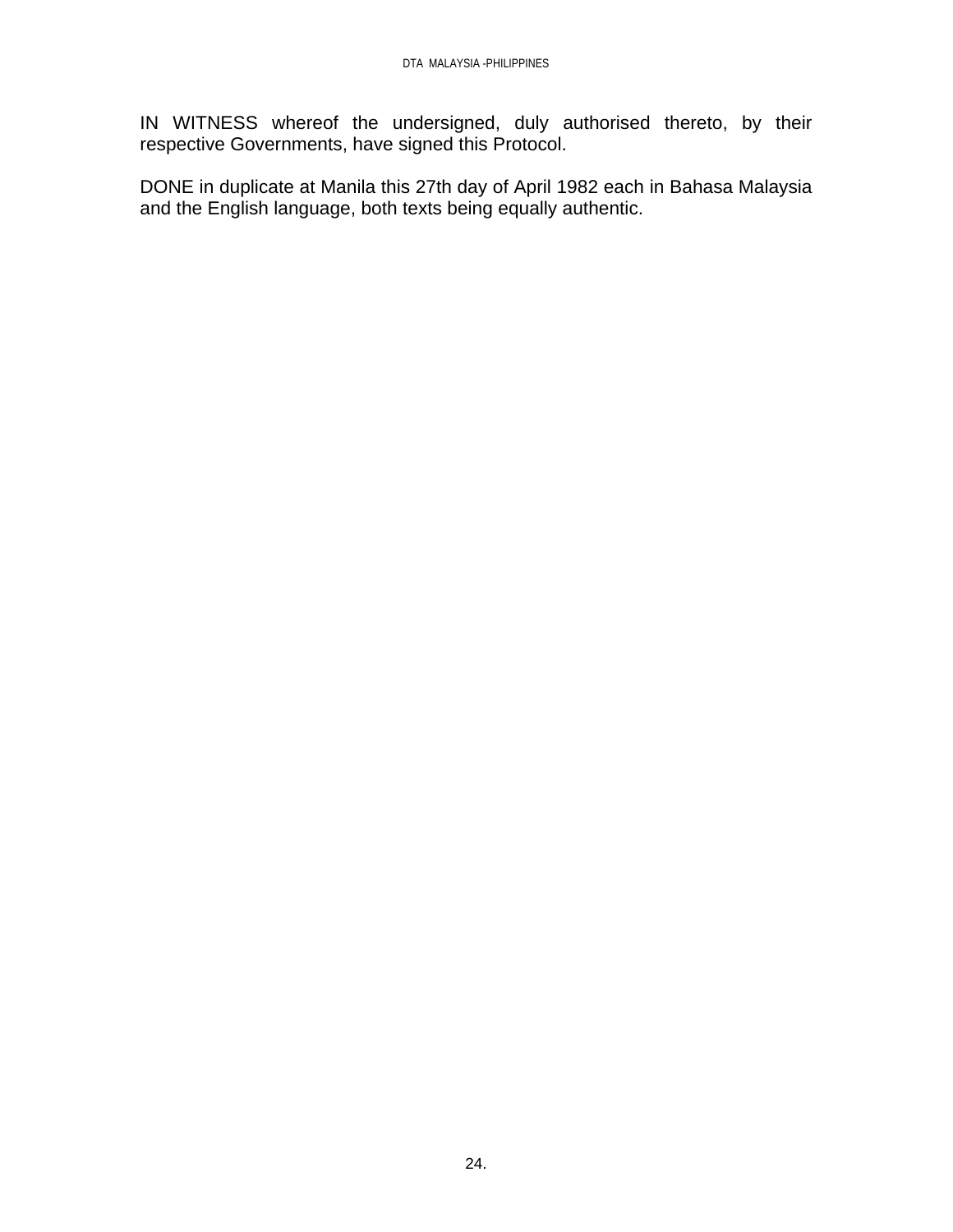IN WITNESS whereof the undersigned, duly authorised thereto, by their respective Governments, have signed this Protocol.

DONE in duplicate at Manila this 27th day of April 1982 each in Bahasa Malaysia and the English language, both texts being equally authentic.